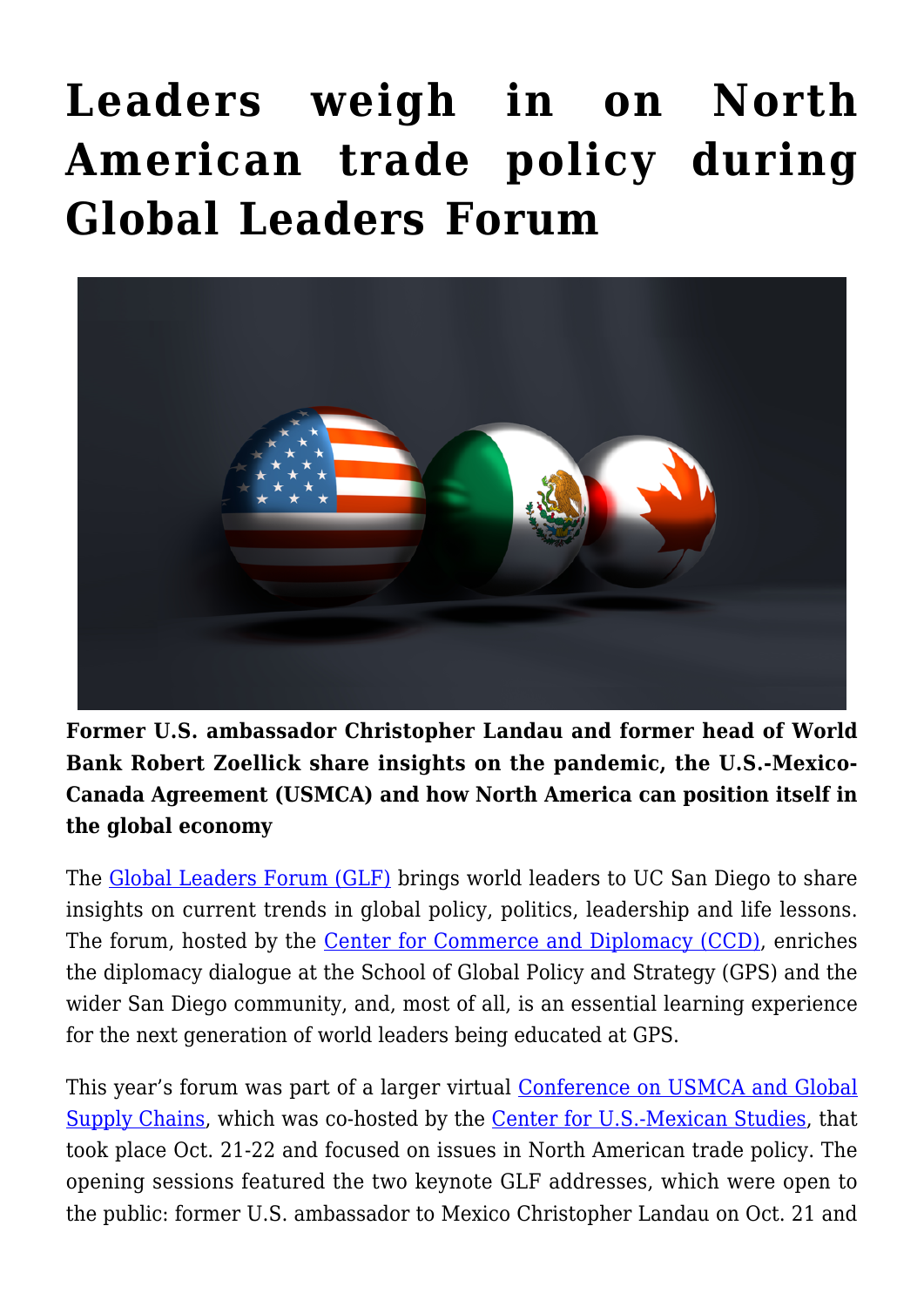# Leaders weigh in on North American trade policy during Global Leaders Forum

**Former U.S. ambassador Christopher Landau and former head of World Bank Robert Zoellick share insights on the pandemic, the U.S.-Mexico-Canada Agreement (USMCA) and how North America can position itself in the global economy**

The Global Leaders Forum (GLF) brings world leaders to UC San Diego to share insights on current trends in global policy, politics, leadership and life lessons. The forum, hosted by the Center for Commerce and Diplomacy (CCD), enriches the diplomacy dialogue at the School of Global Policy and Strategy (GPS) and the wider San Diego community, and, most of all, is an essential learning experience for the next generation of world leaders being educated at GPS.

This year's forum was part of a larger virtual Conference on USMCA and Global Supply Chains, which was co-hosted by the Center for U.S.-Mexican Studies, that took place Oct. 21-22 and focused on issues in North American trade policy. The opening sessions featured the two keynote GLF addresses, which were open to the public: former U.S. ambassador to Mexico Christopher Landau on Oct. 21 and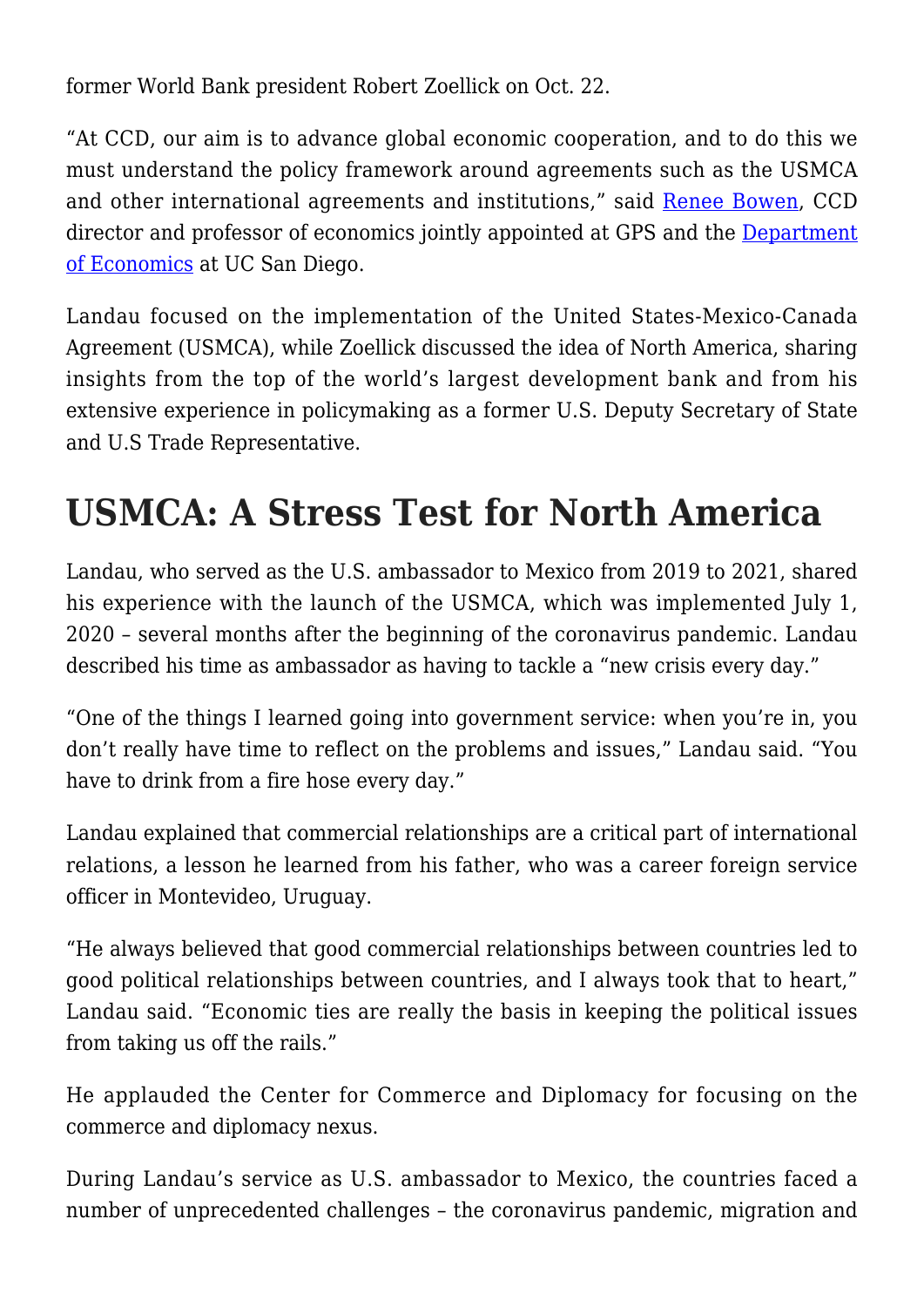former World Bank president Robert Zoellick on Oct. 22.

"At CCD, our aim is to advance global economic cooperation, and to do this we must understand the policy framework around agreements such as the USMCA and other international agreements and institutions," said Renee Bowen, CCD director and professor of economics jointly appointed at GPS and the Department of Economics at UC San Diego.

Landau focused on the implementation of the United States-Mexico-Canada Agreement (USMCA), while Zoellick discussed the idea of North America, sharing insights from the top of the world's largest development bank and from his extensive experience in policymaking as a former U.S. Deputy Secretary of State and U.S Trade Representative.

# USMCA: A Stress Test for North America

Landau, who served as the U.S. ambassador to Mexico from 2019 to 2021, shared his experience with the launch of the USMCA, which was implemented July 1, 2020 – several months after the beginning of the coronavirus pandemic. Landau described his time as ambassador as having to tackle a "new crisis every day."

"One of the things I learned going into government service: when you're in, you don't really have time to reflect on the problems and issues," Landau said. "You have to drink from a fire hose every day."

Landau explained that commercial relationships are a critical part of international relations, a lesson he learned from his father, who was a career foreign service officer in Montevideo, Uruguay.

"He always believed that good commercial relationships between countries led to good political relationships between countries, and I always took that to heart," Landau said. "Economic ties are really the basis in keeping the political issues from taking us off the rails."

He applauded the Center for Commerce and Diplomacy for focusing on the commerce and diplomacy nexus.

During Landau's service as U.S. ambassador to Mexico, the countries faced a number of unprecedented challenges – the coronavirus pandemic, migration and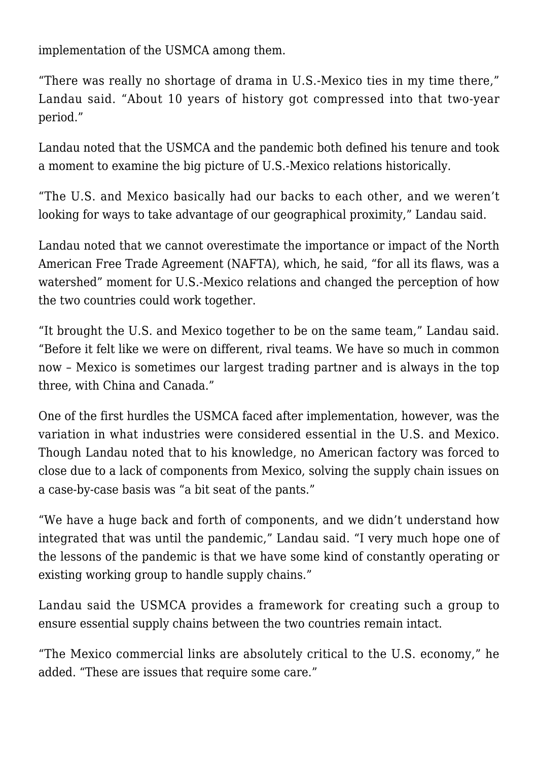implementation of the USMCA among them.

"There was really no shortage of drama in U.S.-Mexico ties in my time there," Landau said. "About 10 years of history got compressed into that two-year period."

Landau noted that the USMCA and the pandemic both defined his tenure and took a moment to examine the big picture of U.S.-Mexico relations historically.

"The U.S. and Mexico basically had our backs to each other, and we weren't looking for ways to take advantage of our geographical proximity," Landau said.

Landau noted that we cannot overestimate the importance or impact of the North American Free Trade Agreement (NAFTA), which, he said, "for all its flaws, was a watershed" moment for U.S.-Mexico relations and changed the perception of how the two countries could work together.

"It brought the U.S. and Mexico together to be on the same team," Landau said. "Before it felt like we were on different, rival teams. We have so much in common now – Mexico is sometimes our largest trading partner and is always in the top three, with China and Canada."

One of the first hurdles the USMCA faced after implementation, however, was the variation in what industries were considered essential in the U.S. and Mexico. Though Landau noted that to his knowledge, no American factory was forced to close due to a lack of components from Mexico, solving the supply chain issues on a case-by-case basis was "a bit seat of the pants."

"We have a huge back and forth of components, and we didn't understand how integrated that was until the pandemic," Landau said. "I very much hope one of the lessons of the pandemic is that we have some kind of constantly operating or existing working group to handle supply chains."

Landau said the USMCA provides a framework for creating such a group to ensure essential supply chains between the two countries remain intact.

"The Mexico commercial links are absolutely critical to the U.S. economy," he added. "These are issues that require some care."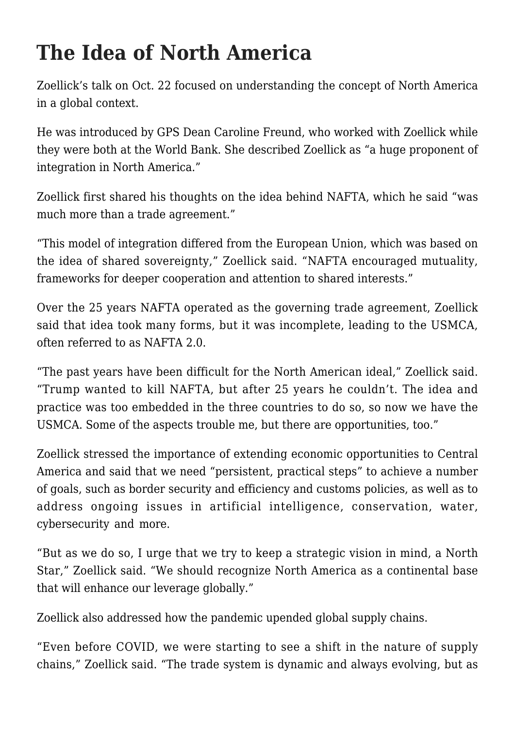# The Idea of North America

Zoellick's talk on Oct. 22 focused on understanding the concept of North America in a global context.

He was introduced by GPS Dean Caroline Freund, who worked with Zoellick while they were both at the World Bank. She described Zoellick as "a huge proponent of integration in North America."

Zoellick first shared his thoughts on the idea behind NAFTA, which he said "was much more than a trade agreement."

"This model of integration differed from the European Union, which was based on the idea of shared sovereignty," Zoellick said. "NAFTA encouraged mutuality, frameworks for deeper cooperation and attention to shared interests."

Over the 25 years NAFTA operated as the governing trade agreement, Zoellick said that idea took many forms, but it was incomplete, leading to the USMCA, often referred to as NAFTA 2.0.

"The past years have been difficult for the North American ideal," Zoellick said. "Trump wanted to kill NAFTA, but after 25 years he couldn't. The idea and practice was too embedded in the three countries to do so, so now we have the USMCA. Some of the aspects trouble me, but there are opportunities, too."

Zoellick stressed the importance of extending economic opportunities to Central America and said that we need "persistent, practical steps" to achieve a number of goals, such as border security and efficiency and customs policies, as well as to address ongoing issues in artificial intelligence, conservation, water, cybersecurity and more.

"But as we do so, I urge that we try to keep a strategic vision in mind, a North Star," Zoellick said. "We should recognize North America as a continental base that will enhance our leverage globally."

Zoellick also addressed how the pandemic upended global supply chains.

"Even before COVID, we were starting to see a shift in the nature of supply chains," Zoellick said. "The trade system is dynamic and always evolving, but as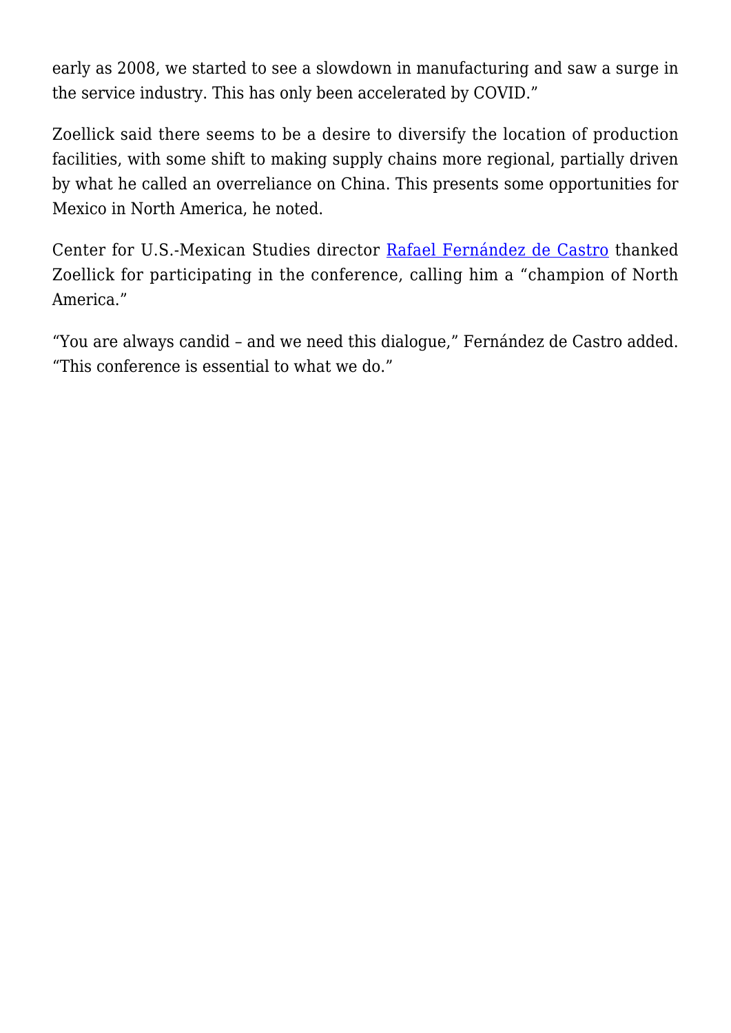early as 2008, we started to see a slowdown in manufacturing and saw a surge in the service industry. This has only been accelerated by COVID."

Zoellick said there seems to be a desire to diversify the location of production facilities, with some shift to making supply chains more regional, partially driven by what he called an overreliance on China. This presents some opportunities for Mexico in North America, he noted.

Center for U.S.-Mexican Studies director [Rafael Fernández de Castro]() thanked Zoellick for participating in the conference, calling him a "champion of North America."

"You are always candid – and we need this dialogue," Fernández de Castro added. "This conference is essential to what we do."